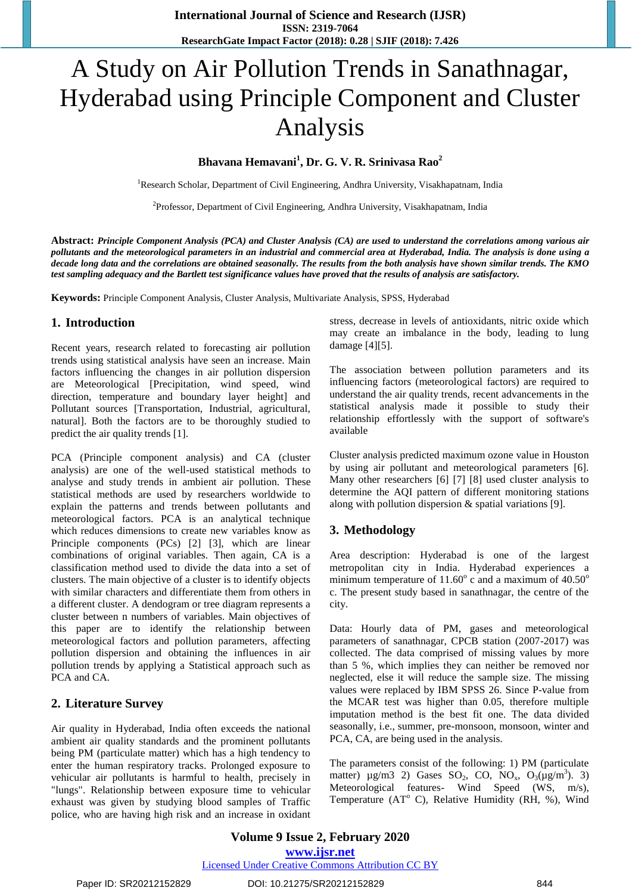# A Study on Air Pollution Trends in Sanathnagar, Hyderabad using Principle Component and Cluster Analysis

**Bhavana Hemavani[1], Dr. G. V. R. Srinivasa Rao[2]**

[1]Research Scholar, Department of Civil Engineering, Andhra University, Visakhapatnam, India

[2]Professor, Department of Civil Engineering, Andhra University, Visakhapatnam, India

**Abstract:** ***Principle Component Analysis (PCA) and Cluster Analysis (CA) are used to understand the correlations among various air pollutants and the meteorological parameters in an industrial and commercial area at Hyderabad, India. The analysis is done using a decade long data and the correlations are obtained seasonally. The results from the both analysis have shown similar trends. The KMO test sampling adequacy and the Bartlett test significance values have proved that the results of analysis are satisfactory.***

**Keywords:** Principle Component Analysis, Cluster Analysis, Multivariate Analysis, SPSS, Hyderabad

## 1. Introduction

Recent years, research related to forecasting air pollution trends using statistical analysis have seen an increase. Main factors influencing the changes in air pollution dispersion are Meteorological [Precipitation, wind speed, wind direction, temperature and boundary layer height] and Pollutant sources [Transportation, Industrial, agricultural, natural]. Both the factors are to be thoroughly studied to predict the air quality trends [1].

PCA (Principle component analysis) and CA (cluster analysis) are one of the well-used statistical methods to analyse and study trends in ambient air pollution. These statistical methods are used by researchers worldwide to explain the patterns and trends between pollutants and meteorological factors. PCA is an analytical technique which reduces dimensions to create new variables know as Principle components (PCs) [2] [3], which are linear combinations of original variables. Then again, CA is a classification method used to divide the data into a set of clusters. The main objective of a cluster is to identify objects with similar characters and differentiate them from others in a different cluster. A dendogram or tree diagram represents a cluster between n numbers of variables. Main objectives of this paper are to identify the relationship between meteorological factors and pollution parameters, affecting pollution dispersion and obtaining the influences in air pollution trends by applying a Statistical approach such as PCA and CA.

## 2. Literature Survey

Air quality in Hyderabad, India often exceeds the national ambient air quality standards and the prominent pollutants being PM (particulate matter) which has a high tendency to enter the human respiratory tracks. Prolonged exposure to vehicular air pollutants is harmful to health, precisely in "lungs". Relationship between exposure time to vehicular exhaust was given by studying blood samples of Traffic police, who are having high risk and an increase in oxidant stress, decrease in levels of antioxidants, nitric oxide which may create an imbalance in the body, leading to lung damage [4][5].

The association between pollution parameters and its influencing factors (meteorological factors) are required to understand the air quality trends, recent advancements in the statistical analysis made it possible to study their relationship effortlessly with the support of software's available

Cluster analysis predicted maximum ozone value in Houston by using air pollutant and meteorological parameters [6]. Many other researchers [6] [7] [8] used cluster analysis to determine the AQI pattern of different monitoring stations along with pollution dispersion & spatial variations [9].

## 3. Methodology

Area description: Hyderabad is one of the largest metropolitan city in India. Hyderabad experiences a minimum temperature of $11.60^{o}$ c and a maximum of $40.50^{o}$ c. The present study based in sanathnagar, the centre of the city.

Data: Hourly data of PM, gases and meteorological parameters of sanathnagar, CPCB station (2007-2017) was collected. The data comprised of missing values by more than 5 %, which implies they can neither be removed nor neglected, else it will reduce the sample size. The missing values were replaced by IBM SPSS 26. Since P-value from the MCAR test was higher than 0.05, therefore multiple imputation method is the best fit one. The data divided seasonally, i.e., summer, pre-monsoon, monsoon, winter and PCA, CA, are being used in the analysis.

The parameters consist of the following: 1) PM (particulate matter) µg/m3 2) Gases $SO_2$, CO, $NO_x$, $O_3$(µg/$m^3$). 3) Meteorological features- Wind Speed (WS, m/s), Temperature (AT$^{o}$ C), Relative Humidity (RH, %), Wind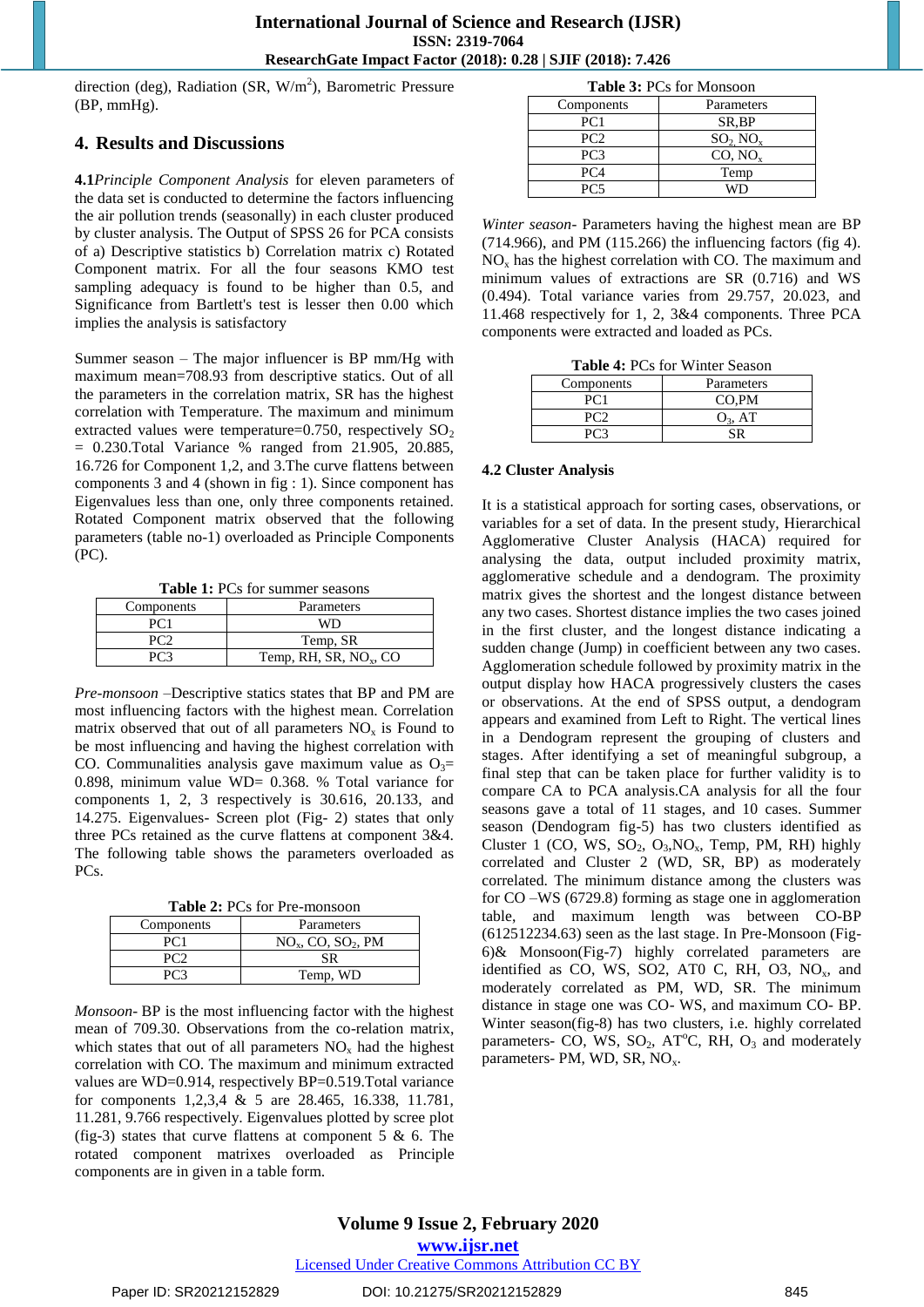direction (deg), Radiation (SR, W/m$^2$), Barometric Pressure (BP, mmHg).

## 4. Results and Discussions

**4.1***Principle Component Analysis* for eleven parameters of the data set is conducted to determine the factors influencing the air pollution trends (seasonally) in each cluster produced by cluster analysis. The Output of SPSS 26 for PCA consists of a) Descriptive statistics b) Correlation matrix c) Rotated Component matrix. For all the four seasons KMO test sampling adequacy is found to be higher than 0.5, and Significance from Bartlett's test is lesser then 0.00 which implies the analysis is satisfactory

Summer season – The major influencer is BP mm/Hg with maximum mean=708.93 from descriptive statics. Out of all the parameters in the correlation matrix, SR has the highest correlation with Temperature. The maximum and minimum extracted values were temperature=0.750, respectively $SO_2$ = 0.230.Total Variance % ranged from 21.905, 20.885, 16.726 for Component 1,2, and 3.The curve flattens between components 3 and 4 (shown in fig : 1). Since component has Eigenvalues less than one, only three components retained. Rotated Component matrix observed that the following parameters (table no-1) overloaded as Principle Components (PC).

**Table 1:** PCs for summer seasons

| Components | Parameters |
|---|---|
| PC1 | WD |
| PC2 | Temp, SR |
| PC3 | Temp, RH, SR, $NO_x$, CO |

*Pre-monsoon* –Descriptive statics states that BP and PM are most influencing factors with the highest mean. Correlation matrix observed that out of all parameters $NO_x$ is Found to be most influencing and having the highest correlation with CO. Communalities analysis gave maximum value as $O_3$= 0.898, minimum value WD= 0.368. % Total variance for components 1, 2, 3 respectively is 30.616, 20.133, and 14.275. Eigenvalues- Screen plot (Fig- 2) states that only three PCs retained as the curve flattens at component 3&4. The following table shows the parameters overloaded as PCs.

**Table 2:** PCs for Pre-monsoon

| Components | Parameters |
|---|---|
| PC1 | $NO_x$, CO, $SO_2$, PM |
| PC2 | SR |
| PC3 | Temp, WD |

*Monsoon*- BP is the most influencing factor with the highest mean of 709.30. Observations from the co-relation matrix, which states that out of all parameters $NO_x$ had the highest correlation with CO. The maximum and minimum extracted values are WD=0.914, respectively BP=0.519.Total variance for components 1,2,3,4 & 5 are 28.465, 16.338, 11.781, 11.281, 9.766 respectively. Eigenvalues plotted by scree plot (fig-3) states that curve flattens at component 5 & 6. The rotated component matrices overloaded as Principle components are in given in a table form.

**Table 3:** PCs for Monsoon

| Components | Parameters |
|---|---|
| PC1 | SR,BP |
| PC2 | $SO_2$, $NO_x$ |
| PC3 | CO, $NO_x$ |
| PC4 | Temp |
| PC5 | WD |

*Winter season*- Parameters having the highest mean are BP (714.966), and PM (115.266) the influencing factors (fig 4). $NO_x$ has the highest correlation with CO. The maximum and minimum values of extractions are SR (0.716) and WS (0.494). Total variance varies from 29.757, 20.023, and 11.468 respectively for 1, 2, 3&4 components. Three PCA components were extracted and loaded as PCs.

**Table 4:** PCs for Winter Season

| Components | Parameters |
|---|---|
| PC1 | CO,PM |
| PC2 | $O_3$, AT |
| PC3 | SR |

### 4.2 Cluster Analysis

It is a statistical approach for sorting cases, observations, or variables for a set of data. In the present study, Hierarchical Agglomerative Cluster Analysis (HACA) required for analysing the data, output included proximity matrix, agglomerative schedule and a dendogram. The proximity matrix gives the shortest and the longest distance between any two cases. Shortest distance implies the two cases joined in the first cluster, and the longest distance indicating a sudden change (Jump) in coefficient between any two cases. Agglomeration schedule followed by proximity matrix in the output display how HACA progressively clusters the cases or observations. At the end of SPSS output, a dendogram appears and examined from Left to Right. The vertical lines in a Dendogram represent the grouping of clusters and stages. After identifying a set of meaningful subgroup, a final step that can be taken place for further validity is to compare CA to PCA analysis.CA analysis for all the four seasons gave a total of 11 stages, and 10 cases. Summer season (Dendogram fig-5) has two clusters identified as Cluster 1 (CO, WS, $SO_2$, $O_3$,$NO_x$, Temp, PM, RH) highly correlated and Cluster 2 (WD, SR, BP) as moderately correlated. The minimum distance among the clusters was for CO –WS (6729.8) forming as stage one in agglomeration table, and maximum length was between CO-BP (612512234.63) seen as the last stage. In Pre-Monsoon (Fig-6)& Monsoon(Fig-7) highly correlated parameters are identified as CO, WS, SO2, AT0 C, RH, O3, $NO_x$, and moderately correlated as PM, WD, SR. The minimum distance in stage one was CO- WS, and maximum CO- BP. Winter season(fig-8) has two clusters, i.e. highly correlated parameters- CO, WS, $SO_2$, AT$^o$C, RH, $O_3$ and moderately parameters- PM, WD, SR, $NO_x$.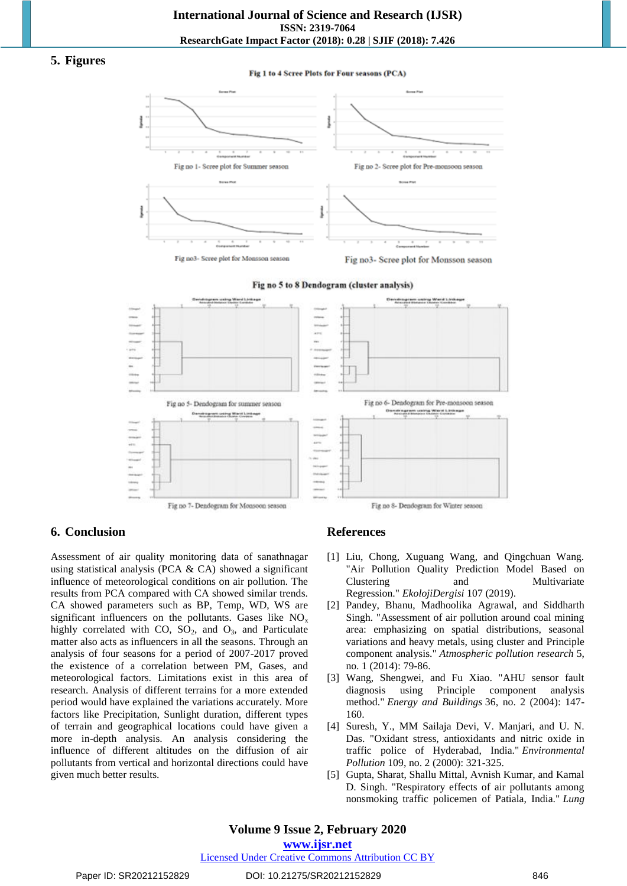## 5. Figures

Fig 1 to 4 Scree Plots for Four seasons (PCA)

Fig no 1- Scree plot for Summer season

Fig no 2- Scree plot for Pre-monsoon season

Fig no3- Scree plot for Monsoon season

Fig no3- Scree plot for Monsson season

Fig no 5 to 8 Dendogram (cluster analysis)

Fig no 5- Dendogram for summer season

Fig no 6- Dendogram for Pre-monsoon season

Fig no 7- Dendogram for Monsoon season

Fig no 8- Dendogram for Winter season

## 6. Conclusion

Assessment of air quality monitoring data of sanathnagar using statistical analysis (PCA & CA) showed a significant influence of meteorological conditions on air pollution. The results from PCA compared with CA showed similar trends. CA showed parameters such as BP, Temp, WD, WS are significant influencers on the pollutants. Gases like $NO_x$ highly correlated with CO, $SO_2$, and $O_3$, and Particulate matter also acts as influencers in all the seasons. Through an analysis of four seasons for a period of 2007-2017 proved the existence of a correlation between PM, Gases, and meteorological factors. Limitations exist in this area of research. Analysis of different terrains for a more extended period would have explained the variations accurately. More factors like Precipitation, Sunlight duration, different types of terrain and geographical locations could have given a more in-depth analysis. An analysis considering the influence of different altitudes on the diffusion of air pollutants from vertical and horizontal directions could have given much better results.

## References

[1] Liu, Chong, Xuguang Wang, and Qingchuan Wang. "Air Pollution Quality Prediction Model Based on Clustering and Multivariate Regression." *EkolojiDergisi* 107 (2019).

[2] Pandey, Bhanu, Madhoolika Agrawal, and Siddharth Singh. "Assessment of air pollution around coal mining area: emphasizing on spatial distributions, seasonal variations and heavy metals, using cluster and Principle component analysis." *Atmospheric pollution research* 5, no. 1 (2014): 79-86.

[3] Wang, Shengwei, and Fu Xiao. "AHU sensor fault diagnosis using Principle component analysis method." *Energy and Buildings* 36, no. 2 (2004): 147-160.

[4] Suresh, Y., MM Sailaja Devi, V. Manjari, and U. N. Das. "Oxidant stress, antioxidants and nitric oxide in traffic police of Hyderabad, India." *Environmental Pollution* 109, no. 2 (2000): 321-325.

[5] Gupta, Sharat, Shallu Mittal, Avnish Kumar, and Kamal D. Singh. "Respiratory effects of air pollutants among nonsmoking traffic policemen of Patiala, India." *Lung*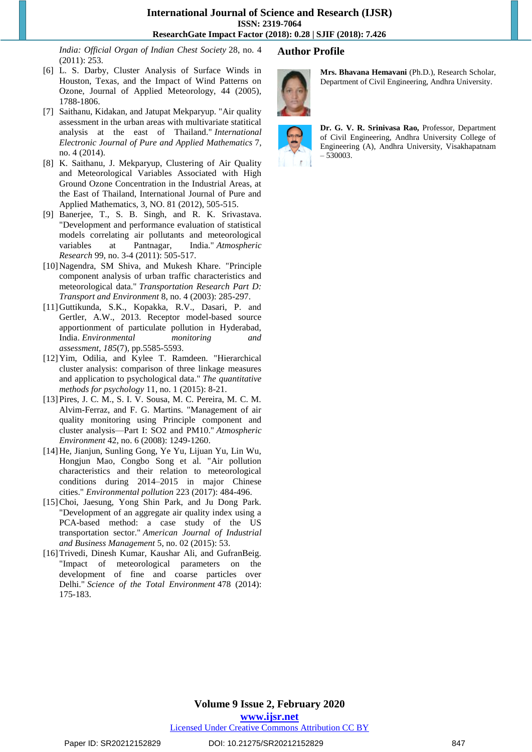*India: Official Organ of Indian Chest Society* 28, no. 4 (2011): 253.

[6] L. S. Darby, Cluster Analysis of Surface Winds in Houston, Texas, and the Impact of Wind Patterns on Ozone, Journal of Applied Meteorology, 44 (2005), 1788-1806.

[7] Saithanu, Kidakan, and Jatupat Mekparyup. "Air quality assessment in the urban areas with multivariate statitical analysis at the east of Thailand." *International Electronic Journal of Pure and Applied Mathematics* 7, no. 4 (2014).

[8] K. Saithanu, J. Mekparyup, Clustering of Air Quality and Meteorological Variables Associated with High Ground Ozone Concentration in the Industrial Areas, at the East of Thailand, International Journal of Pure and Applied Mathematics, 3, NO. 81 (2012), 505-515.

[9] Banerjee, T., S. B. Singh, and R. K. Srivastava. "Development and performance evaluation of statistical models correlating air pollutants and meteorological variables at Pantnagar, India." *Atmospheric Research* 99, no. 3-4 (2011): 505-517.

[10] Nagendra, SM Shiva, and Mukesh Khare. "Principle component analysis of urban traffic characteristics and meteorological data." *Transportation Research Part D: Transport and Environment* 8, no. 4 (2003): 285-297.

[11] Guttikunda, S.K., Kopakka, R.V., Dasari, P. and Gertler, A.W., 2013. Receptor model-based source apportionment of particulate pollution in Hyderabad, India. *Environmental monitoring and assessment*, *185*(7), pp.5585-5593.

[12] Yim, Odilia, and Kylee T. Ramdeen. "Hierarchical cluster analysis: comparison of three linkage measures and application to psychological data." *The quantitative methods for psychology* 11, no. 1 (2015): 8-21.

[13] Pires, J. C. M., S. I. V. Sousa, M. C. Pereira, M. C. M. Alvim-Ferraz, and F. G. Martins. "Management of air quality monitoring using Principle component and cluster analysis—Part I: SO2 and PM10." *Atmospheric Environment* 42, no. 6 (2008): 1249-1260.

[14] He, Jianjun, Sunling Gong, Ye Yu, Lijuan Yu, Lin Wu, Hongjun Mao, Congbo Song et al. "Air pollution characteristics and their relation to meteorological conditions during 2014–2015 in major Chinese cities." *Environmental pollution* 223 (2017): 484-496.

[15] Choi, Jaesung, Yong Shin Park, and Ju Dong Park. "Development of an aggregate air quality index using a PCA-based method: a case study of the US transportation sector." *American Journal of Industrial and Business Management* 5, no. 02 (2015): 53.

[16] Trivedi, Dinesh Kumar, Kaushar Ali, and GufranBeig. "Impact of meteorological parameters on the development of fine and coarse particles over Delhi." *Science of the Total Environment* 478 (2014): 175-183.

## Author Profile

**Mrs. Bhavana Hemavani** (Ph.D.), Research Scholar, Department of Civil Engineering, Andhra University.

**Dr. G. V. R. Srinivasa Rao,** Professor, Department of Civil Engineering, Andhra University College of Engineering (A), Andhra University, Visakhapatnam – 530003.